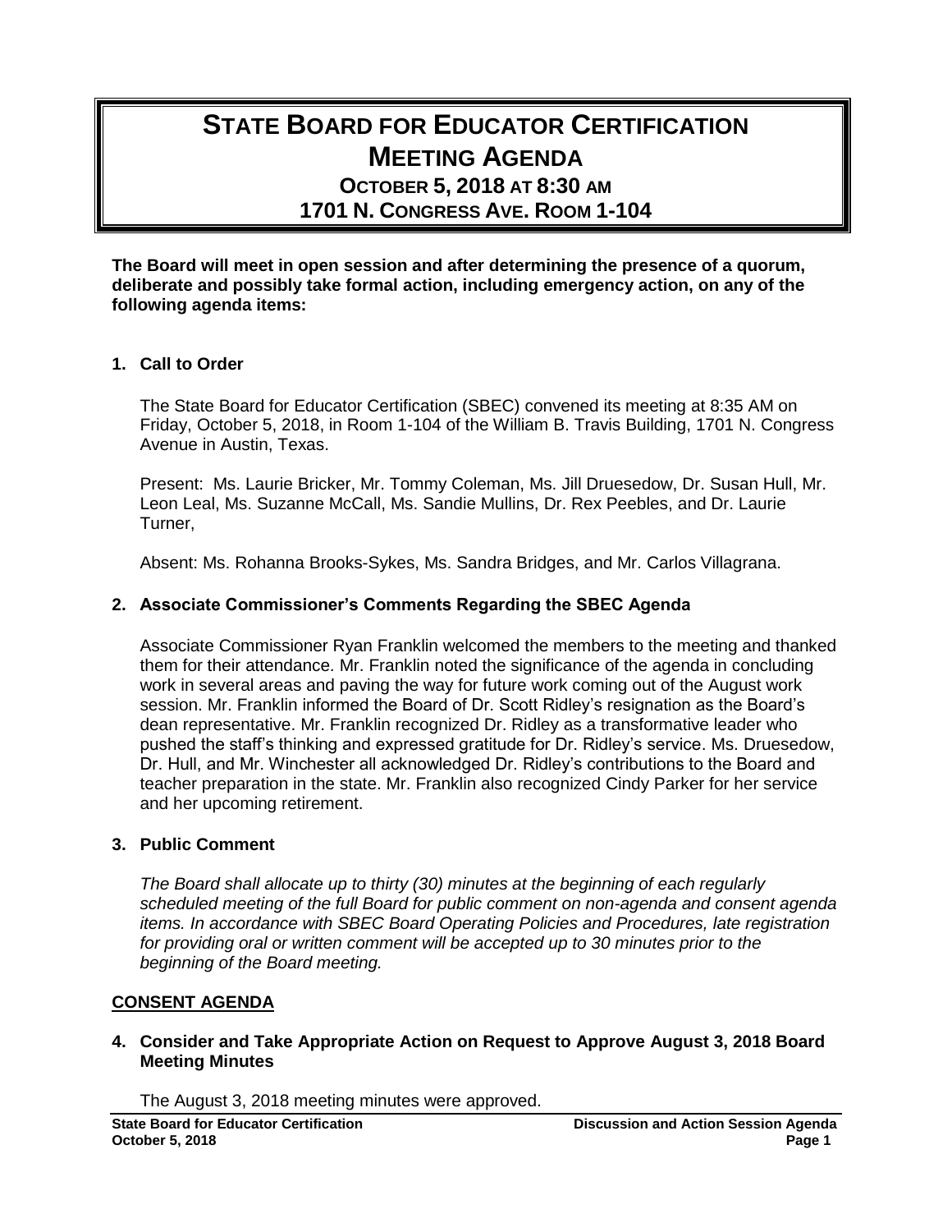# STATE BOARD FOR EDUCATOR CERTIFICATION MEETING AGENDA

## OCTOBER 5, 2018 AT 8:30 AM
## 1701 N. CONGRESS AVE. ROOM 1-104

**The Board will meet in open session and after determining the presence of a quorum, deliberate and possibly take formal action, including emergency action, on any of the following agenda items:**

### 1. Call to Order

The State Board for Educator Certification (SBEC) convened its meeting at 8:35 AM on Friday, October 5, 2018, in Room 1-104 of the William B. Travis Building, 1701 N. Congress Avenue in Austin, Texas.

Present: Ms. Laurie Bricker, Mr. Tommy Coleman, Ms. Jill Druesedow, Dr. Susan Hull, Mr. Leon Leal, Ms. Suzanne McCall, Ms. Sandie Mullins, Dr. Rex Peebles, and Dr. Laurie Turner,

Absent: Ms. Rohanna Brooks-Sykes, Ms. Sandra Bridges, and Mr. Carlos Villagrana.

### 2. Associate Commissioner's Comments Regarding the SBEC Agenda

Associate Commissioner Ryan Franklin welcomed the members to the meeting and thanked them for their attendance. Mr. Franklin noted the significance of the agenda in concluding work in several areas and paving the way for future work coming out of the August work session. Mr. Franklin informed the Board of Dr. Scott Ridley's resignation as the Board's dean representative. Mr. Franklin recognized Dr. Ridley as a transformative leader who pushed the staff's thinking and expressed gratitude for Dr. Ridley's service. Ms. Druesedow, Dr. Hull, and Mr. Winchester all acknowledged Dr. Ridley's contributions to the Board and teacher preparation in the state. Mr. Franklin also recognized Cindy Parker for her service and her upcoming retirement.

### 3. Public Comment

*The Board shall allocate up to thirty (30) minutes at the beginning of each regularly scheduled meeting of the full Board for public comment on non-agenda and consent agenda items. In accordance with SBEC Board Operating Policies and Procedures, late registration for providing oral or written comment will be accepted up to 30 minutes prior to the beginning of the Board meeting.*

**<u>CONSENT AGENDA</u>**

### 4. Consider and Take Appropriate Action on Request to Approve August 3, 2018 Board Meeting Minutes

The August 3, 2018 meeting minutes were approved.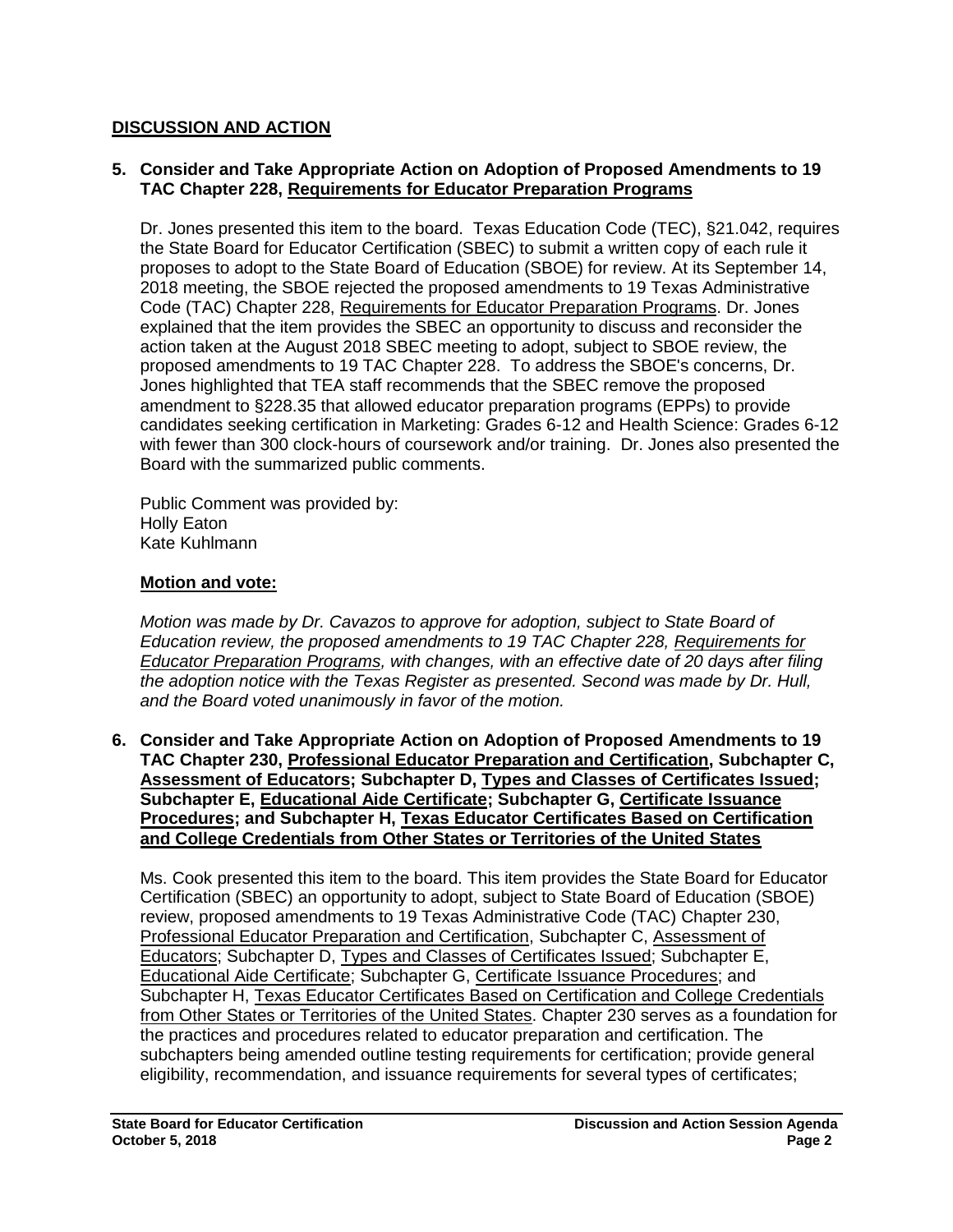## DISCUSSION AND ACTION

### 5. Consider and Take Appropriate Action on Adoption of Proposed Amendments to 19 TAC Chapter 228, Requirements for Educator Preparation Programs

Dr. Jones presented this item to the board. Texas Education Code (TEC), §21.042, requires the State Board for Educator Certification (SBEC) to submit a written copy of each rule it proposes to adopt to the State Board of Education (SBOE) for review. At its September 14, 2018 meeting, the SBOE rejected the proposed amendments to 19 Texas Administrative Code (TAC) Chapter 228, Requirements for Educator Preparation Programs. Dr. Jones explained that the item provides the SBEC an opportunity to discuss and reconsider the action taken at the August 2018 SBEC meeting to adopt, subject to SBOE review, the proposed amendments to 19 TAC Chapter 228. To address the SBOE's concerns, Dr. Jones highlighted that TEA staff recommends that the SBEC remove the proposed amendment to §228.35 that allowed educator preparation programs (EPPs) to provide candidates seeking certification in Marketing: Grades 6-12 and Health Science: Grades 6-12 with fewer than 300 clock-hours of coursework and/or training. Dr. Jones also presented the Board with the summarized public comments.

Public Comment was provided by:
Holly Eaton
Kate Kuhlmann

**Motion and vote:**

*Motion was made by Dr. Cavazos to approve for adoption, subject to State Board of Education review, the proposed amendments to 19 TAC Chapter 228, Requirements for Educator Preparation Programs, with changes, with an effective date of 20 days after filing the adoption notice with the Texas Register as presented. Second was made by Dr. Hull, and the Board voted unanimously in favor of the motion.*

### 6. Consider and Take Appropriate Action on Adoption of Proposed Amendments to 19 TAC Chapter 230, Professional Educator Preparation and Certification, Subchapter C, Assessment of Educators; Subchapter D, Types and Classes of Certificates Issued; Subchapter E, Educational Aide Certificate; Subchapter G, Certificate Issuance Procedures; and Subchapter H, Texas Educator Certificates Based on Certification and College Credentials from Other States or Territories of the United States

Ms. Cook presented this item to the board. This item provides the State Board for Educator Certification (SBEC) an opportunity to adopt, subject to State Board of Education (SBOE) review, proposed amendments to 19 Texas Administrative Code (TAC) Chapter 230, Professional Educator Preparation and Certification, Subchapter C, Assessment of Educators; Subchapter D, Types and Classes of Certificates Issued; Subchapter E, Educational Aide Certificate; Subchapter G, Certificate Issuance Procedures; and Subchapter H, Texas Educator Certificates Based on Certification and College Credentials from Other States or Territories of the United States. Chapter 230 serves as a foundation for the practices and procedures related to educator preparation and certification. The subchapters being amended outline testing requirements for certification; provide general eligibility, recommendation, and issuance requirements for several types of certificates;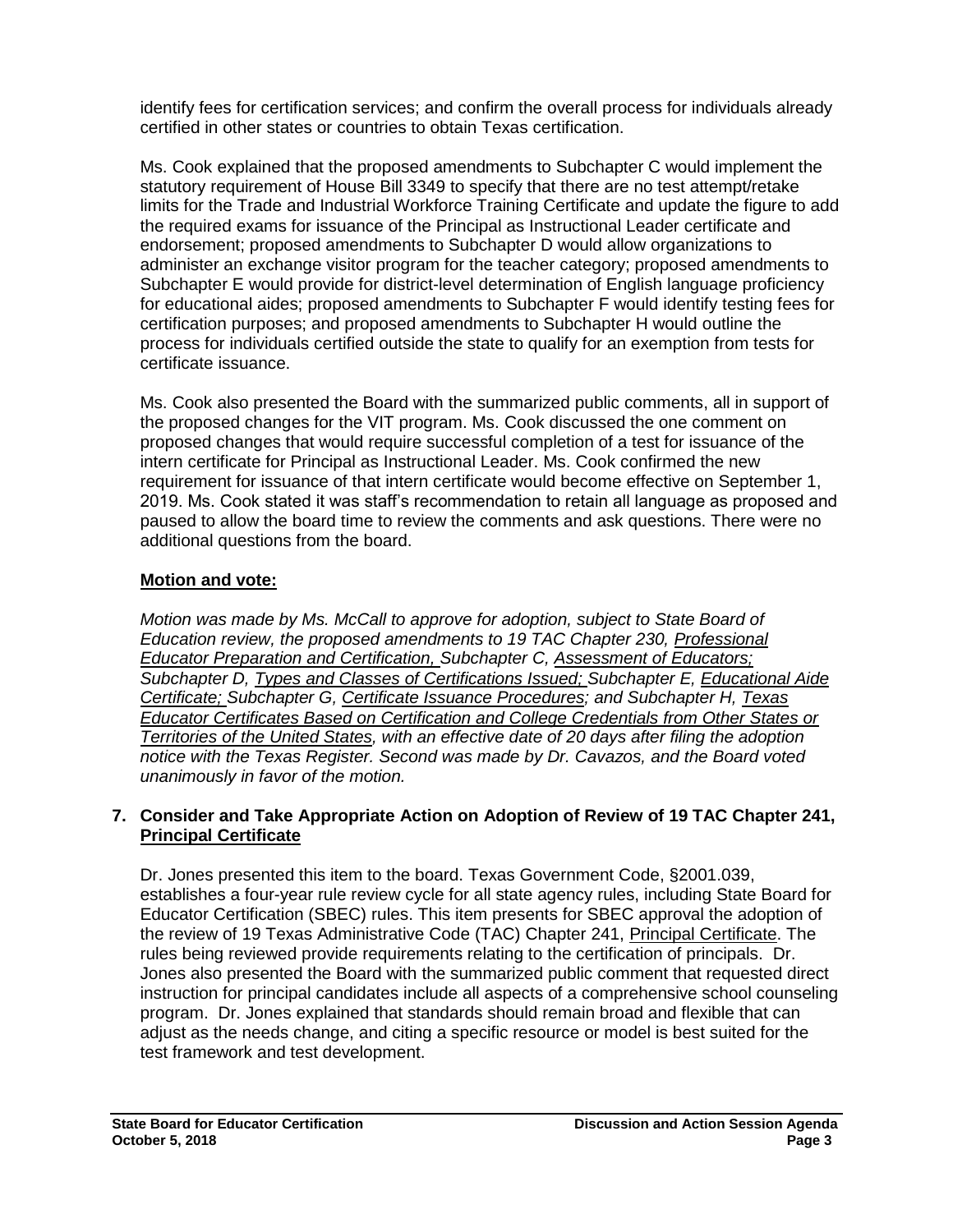identify fees for certification services; and confirm the overall process for individuals already certified in other states or countries to obtain Texas certification.

Ms. Cook explained that the proposed amendments to Subchapter C would implement the statutory requirement of House Bill 3349 to specify that there are no test attempt/retake limits for the Trade and Industrial Workforce Training Certificate and update the figure to add the required exams for issuance of the Principal as Instructional Leader certificate and endorsement; proposed amendments to Subchapter D would allow organizations to administer an exchange visitor program for the teacher category; proposed amendments to Subchapter E would provide for district-level determination of English language proficiency for educational aides; proposed amendments to Subchapter F would identify testing fees for certification purposes; and proposed amendments to Subchapter H would outline the process for individuals certified outside the state to qualify for an exemption from tests for certificate issuance.

Ms. Cook also presented the Board with the summarized public comments, all in support of the proposed changes for the VIT program. Ms. Cook discussed the one comment on proposed changes that would require successful completion of a test for issuance of the intern certificate for Principal as Instructional Leader. Ms. Cook confirmed the new requirement for issuance of that intern certificate would become effective on September 1, 2019. Ms. Cook stated it was staff's recommendation to retain all language as proposed and paused to allow the board time to review the comments and ask questions. There were no additional questions from the board.

**Motion and vote:**

*Motion was made by Ms. McCall to approve for adoption, subject to State Board of Education review, the proposed amendments to 19 TAC Chapter 230, Professional Educator Preparation and Certification, Subchapter C, Assessment of Educators; Subchapter D, Types and Classes of Certifications Issued; Subchapter E, Educational Aide Certificate; Subchapter G, Certificate Issuance Procedures; and Subchapter H, Texas Educator Certificates Based on Certification and College Credentials from Other States or Territories of the United States, with an effective date of 20 days after filing the adoption notice with the Texas Register. Second was made by Dr. Cavazos, and the Board voted unanimously in favor of the motion.*

**7. Consider and Take Appropriate Action on Adoption of Review of 19 TAC Chapter 241, Principal Certificate**

Dr. Jones presented this item to the board. Texas Government Code, §2001.039, establishes a four-year rule review cycle for all state agency rules, including State Board for Educator Certification (SBEC) rules. This item presents for SBEC approval the adoption of the review of 19 Texas Administrative Code (TAC) Chapter 241, Principal Certificate. The rules being reviewed provide requirements relating to the certification of principals. Dr. Jones also presented the Board with the summarized public comment that requested direct instruction for principal candidates include all aspects of a comprehensive school counseling program. Dr. Jones explained that standards should remain broad and flexible that can adjust as the needs change, and citing a specific resource or model is best suited for the test framework and test development.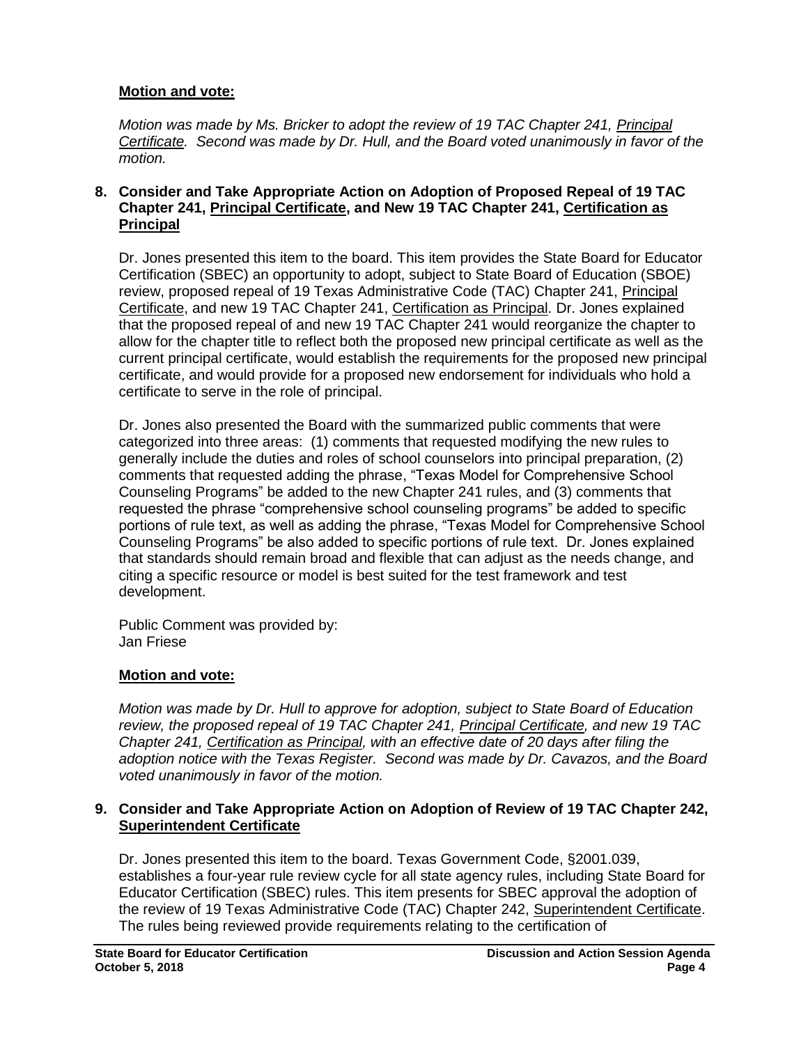**Motion and vote:**

*Motion was made by Ms. Bricker to adopt the review of 19 TAC Chapter 241, Principal Certificate. Second was made by Dr. Hull, and the Board voted unanimously in favor of the motion.*

**8. Consider and Take Appropriate Action on Adoption of Proposed Repeal of 19 TAC Chapter 241, Principal Certificate, and New 19 TAC Chapter 241, Certification as Principal**

Dr. Jones presented this item to the board. This item provides the State Board for Educator Certification (SBEC) an opportunity to adopt, subject to State Board of Education (SBOE) review, proposed repeal of 19 Texas Administrative Code (TAC) Chapter 241, Principal Certificate, and new 19 TAC Chapter 241, Certification as Principal. Dr. Jones explained that the proposed repeal of and new 19 TAC Chapter 241 would reorganize the chapter to allow for the chapter title to reflect both the proposed new principal certificate as well as the current principal certificate, would establish the requirements for the proposed new principal certificate, and would provide for a proposed new endorsement for individuals who hold a certificate to serve in the role of principal.

Dr. Jones also presented the Board with the summarized public comments that were categorized into three areas: (1) comments that requested modifying the new rules to generally include the duties and roles of school counselors into principal preparation, (2) comments that requested adding the phrase, "Texas Model for Comprehensive School Counseling Programs" be added to the new Chapter 241 rules, and (3) comments that requested the phrase "comprehensive school counseling programs" be added to specific portions of rule text, as well as adding the phrase, "Texas Model for Comprehensive School Counseling Programs" be also added to specific portions of rule text. Dr. Jones explained that standards should remain broad and flexible that can adjust as the needs change, and citing a specific resource or model is best suited for the test framework and test development.

Public Comment was provided by:
Jan Friese

**Motion and vote:**

*Motion was made by Dr. Hull to approve for adoption, subject to State Board of Education review, the proposed repeal of 19 TAC Chapter 241, Principal Certificate, and new 19 TAC Chapter 241, Certification as Principal, with an effective date of 20 days after filing the adoption notice with the Texas Register. Second was made by Dr. Cavazos, and the Board voted unanimously in favor of the motion.*

**9. Consider and Take Appropriate Action on Adoption of Review of 19 TAC Chapter 242, Superintendent Certificate**

Dr. Jones presented this item to the board. Texas Government Code, §2001.039, establishes a four-year rule review cycle for all state agency rules, including State Board for Educator Certification (SBEC) rules. This item presents for SBEC approval the adoption of the review of 19 Texas Administrative Code (TAC) Chapter 242, Superintendent Certificate. The rules being reviewed provide requirements relating to the certification of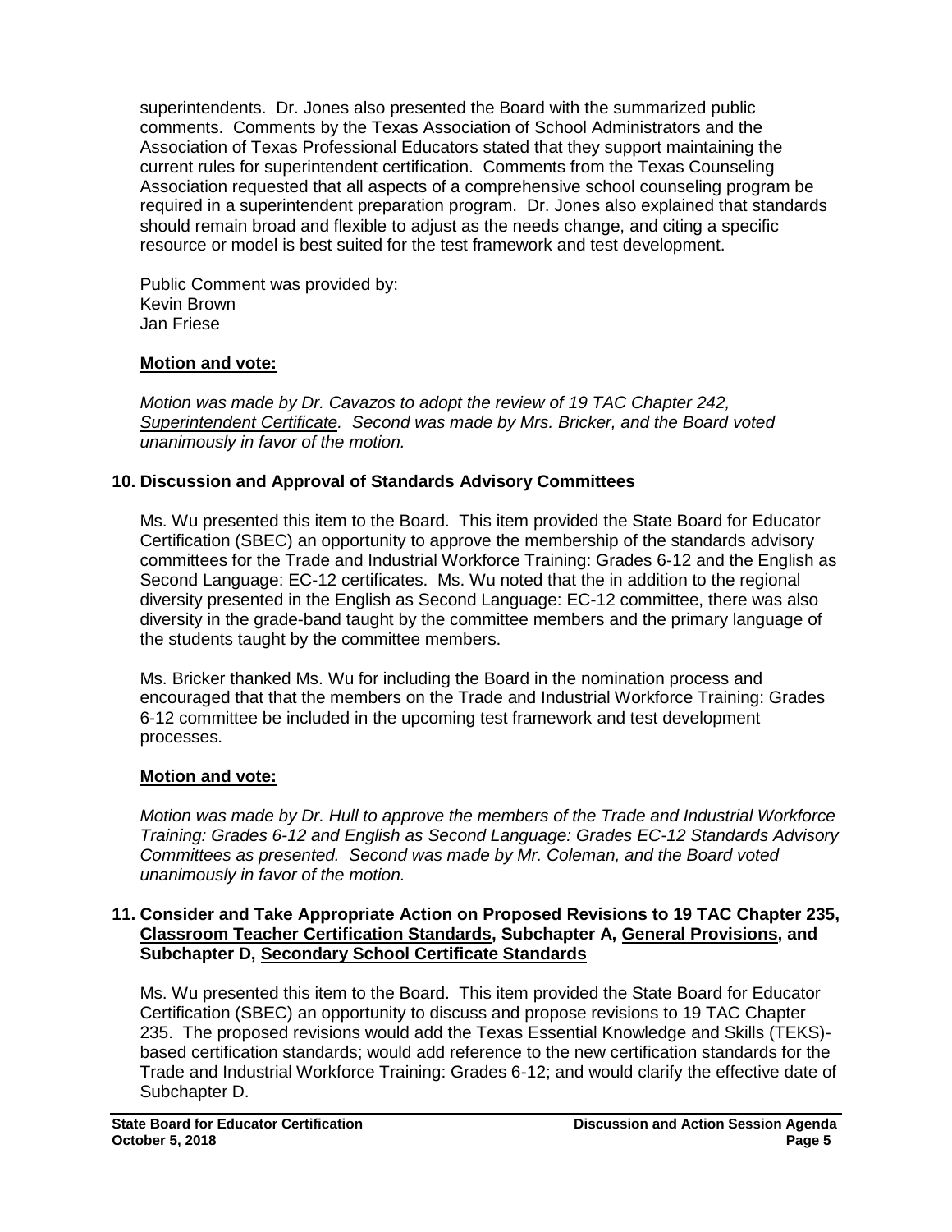superintendents. Dr. Jones also presented the Board with the summarized public comments. Comments by the Texas Association of School Administrators and the Association of Texas Professional Educators stated that they support maintaining the current rules for superintendent certification. Comments from the Texas Counseling Association requested that all aspects of a comprehensive school counseling program be required in a superintendent preparation program. Dr. Jones also explained that standards should remain broad and flexible to adjust as the needs change, and citing a specific resource or model is best suited for the test framework and test development.

Public Comment was provided by:
Kevin Brown
Jan Friese

**Motion and vote:**

*Motion was made by Dr. Cavazos to adopt the review of 19 TAC Chapter 242, Superintendent Certificate. Second was made by Mrs. Bricker, and the Board voted unanimously in favor of the motion.*

### 10. Discussion and Approval of Standards Advisory Committees

Ms. Wu presented this item to the Board. This item provided the State Board for Educator Certification (SBEC) an opportunity to approve the membership of the standards advisory committees for the Trade and Industrial Workforce Training: Grades 6-12 and the English as Second Language: EC-12 certificates. Ms. Wu noted that the in addition to the regional diversity presented in the English as Second Language: EC-12 committee, there was also diversity in the grade-band taught by the committee members and the primary language of the students taught by the committee members.

Ms. Bricker thanked Ms. Wu for including the Board in the nomination process and encouraged that that the members on the Trade and Industrial Workforce Training: Grades 6-12 committee be included in the upcoming test framework and test development processes.

**Motion and vote:**

*Motion was made by Dr. Hull to approve the members of the Trade and Industrial Workforce Training: Grades 6-12 and English as Second Language: Grades EC-12 Standards Advisory Committees as presented. Second was made by Mr. Coleman, and the Board voted unanimously in favor of the motion.*

### 11. Consider and Take Appropriate Action on Proposed Revisions to 19 TAC Chapter 235, Classroom Teacher Certification Standards, Subchapter A, General Provisions, and Subchapter D, Secondary School Certificate Standards

Ms. Wu presented this item to the Board. This item provided the State Board for Educator Certification (SBEC) an opportunity to discuss and propose revisions to 19 TAC Chapter 235. The proposed revisions would add the Texas Essential Knowledge and Skills (TEKS)-based certification standards; would add reference to the new certification standards for the Trade and Industrial Workforce Training: Grades 6-12; and would clarify the effective date of Subchapter D.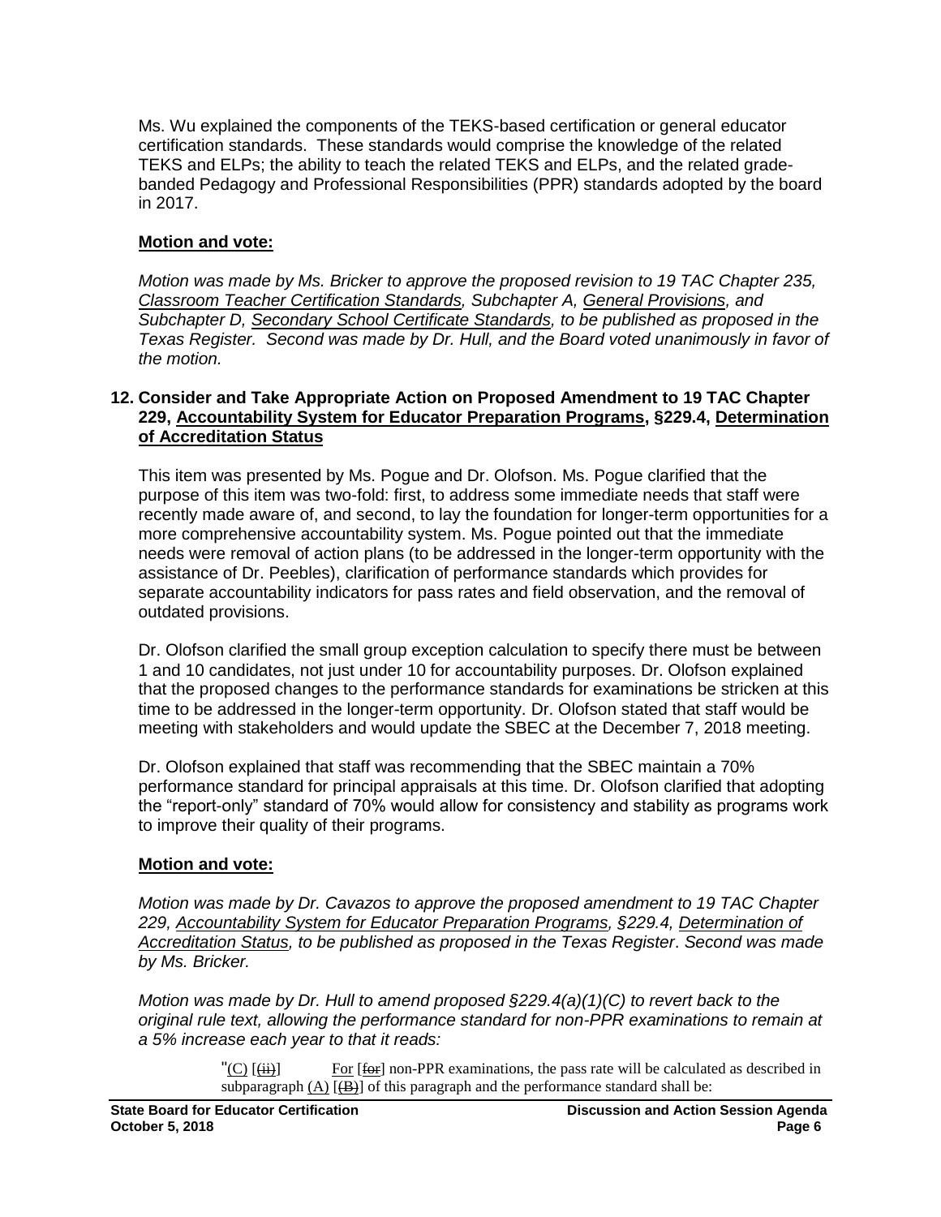Ms. Wu explained the components of the TEKS-based certification or general educator certification standards. These standards would comprise the knowledge of the related TEKS and ELPs; the ability to teach the related TEKS and ELPs, and the related grade-banded Pedagogy and Professional Responsibilities (PPR) standards adopted by the board in 2017.

**Motion and vote:**

*Motion was made by Ms. Bricker to approve the proposed revision to 19 TAC Chapter 235, Classroom Teacher Certification Standards, Subchapter A, General Provisions, and Subchapter D, Secondary School Certificate Standards, to be published as proposed in the Texas Register. Second was made by Dr. Hull, and the Board voted unanimously in favor of the motion.*

## 12. Consider and Take Appropriate Action on Proposed Amendment to 19 TAC Chapter 229, Accountability System for Educator Preparation Programs, §229.4, Determination of Accreditation Status

This item was presented by Ms. Pogue and Dr. Olofson. Ms. Pogue clarified that the purpose of this item was two-fold: first, to address some immediate needs that staff were recently made aware of, and second, to lay the foundation for longer-term opportunities for a more comprehensive accountability system. Ms. Pogue pointed out that the immediate needs were removal of action plans (to be addressed in the longer-term opportunity with the assistance of Dr. Peebles), clarification of performance standards which provides for separate accountability indicators for pass rates and field observation, and the removal of outdated provisions.

Dr. Olofson clarified the small group exception calculation to specify there must be between 1 and 10 candidates, not just under 10 for accountability purposes. Dr. Olofson explained that the proposed changes to the performance standards for examinations be stricken at this time to be addressed in the longer-term opportunity. Dr. Olofson stated that staff would be meeting with stakeholders and would update the SBEC at the December 7, 2018 meeting.

Dr. Olofson explained that staff was recommending that the SBEC maintain a 70% performance standard for principal appraisals at this time. Dr. Olofson clarified that adopting the "report-only" standard of 70% would allow for consistency and stability as programs work to improve their quality of their programs.

**Motion and vote:**

*Motion was made by Dr. Cavazos to approve the proposed amendment to 19 TAC Chapter 229, Accountability System for Educator Preparation Programs, §229.4, Determination of Accreditation Status, to be published as proposed in the Texas Register. Second was made by Ms. Bricker.*

*Motion was made by Dr. Hull to amend proposed §229.4(a)(1)(C) to revert back to the original rule text, allowing the performance standard for non-PPR examinations to remain at a 5% increase each year to that it reads:*

> "(C) [(ii)] For [for] non-PPR examinations, the pass rate will be calculated as described in subparagraph (A) [(B)] of this paragraph and the performance standard shall be: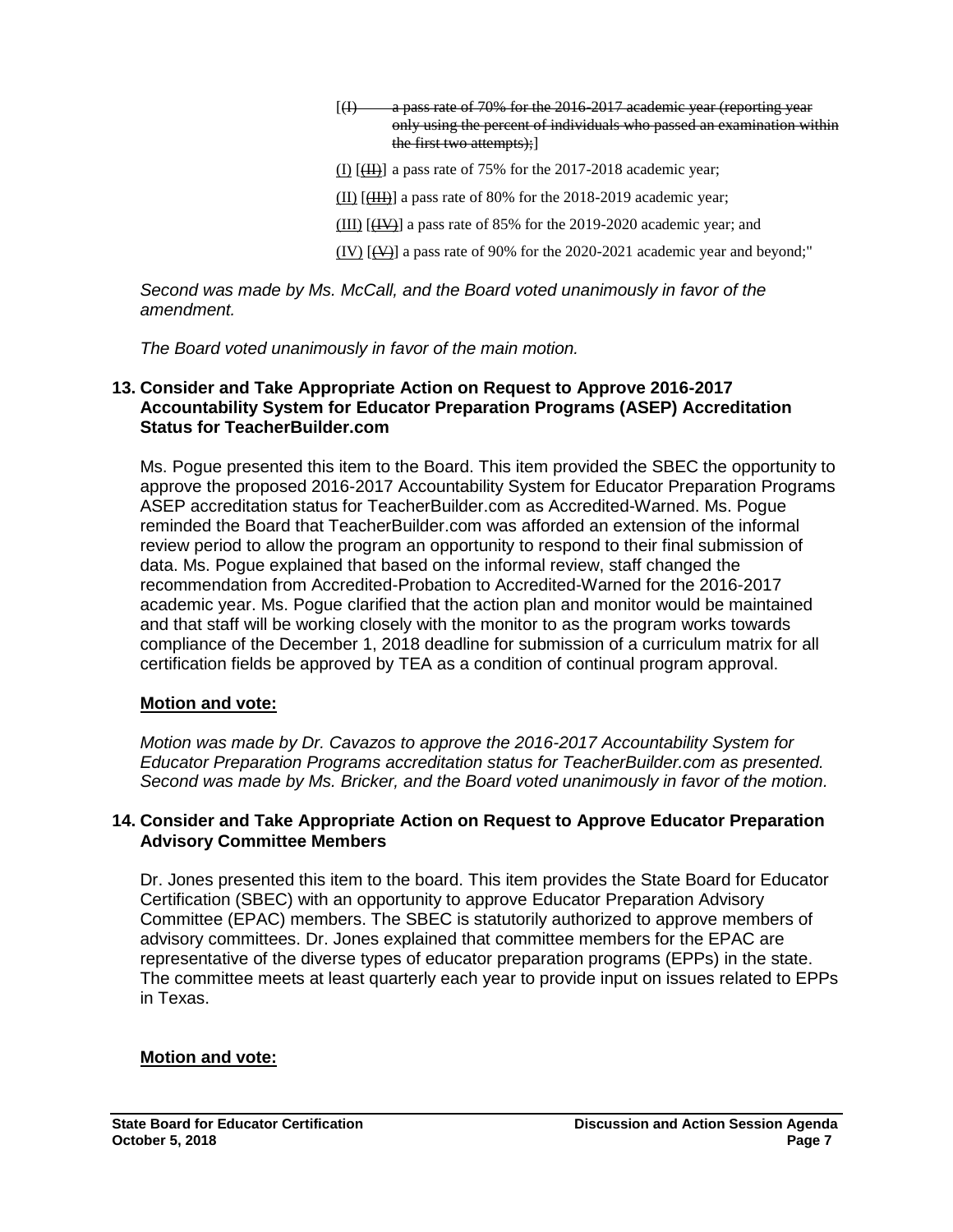[~~(I) a pass rate of 70% for the 2016-2017 academic year (reporting year only using the percent of individuals who passed an examination within the first two attempts);~~]

(I) [~~(II)~~] a pass rate of 75% for the 2017-2018 academic year;

(II) [~~(III)~~] a pass rate of 80% for the 2018-2019 academic year;

(III) [~~(IV)~~] a pass rate of 85% for the 2019-2020 academic year; and

(IV) [~~(V)~~] a pass rate of 90% for the 2020-2021 academic year and beyond;"

*Second was made by Ms. McCall, and the Board voted unanimously in favor of the amendment.*

*The Board voted unanimously in favor of the main motion.*

### 13. Consider and Take Appropriate Action on Request to Approve 2016-2017 Accountability System for Educator Preparation Programs (ASEP) Accreditation Status for TeacherBuilder.com

Ms. Pogue presented this item to the Board. This item provided the SBEC the opportunity to approve the proposed 2016-2017 Accountability System for Educator Preparation Programs ASEP accreditation status for TeacherBuilder.com as Accredited-Warned. Ms. Pogue reminded the Board that TeacherBuilder.com was afforded an extension of the informal review period to allow the program an opportunity to respond to their final submission of data. Ms. Pogue explained that based on the informal review, staff changed the recommendation from Accredited-Probation to Accredited-Warned for the 2016-2017 academic year. Ms. Pogue clarified that the action plan and monitor would be maintained and that staff will be working closely with the monitor to as the program works towards compliance of the December 1, 2018 deadline for submission of a curriculum matrix for all certification fields be approved by TEA as a condition of continual program approval.

**Motion and vote:**

*Motion was made by Dr. Cavazos to approve the 2016-2017 Accountability System for Educator Preparation Programs accreditation status for TeacherBuilder.com as presented. Second was made by Ms. Bricker, and the Board voted unanimously in favor of the motion.*

### 14. Consider and Take Appropriate Action on Request to Approve Educator Preparation Advisory Committee Members

Dr. Jones presented this item to the board. This item provides the State Board for Educator Certification (SBEC) with an opportunity to approve Educator Preparation Advisory Committee (EPAC) members. The SBEC is statutorily authorized to approve members of advisory committees. Dr. Jones explained that committee members for the EPAC are representative of the diverse types of educator preparation programs (EPPs) in the state. The committee meets at least quarterly each year to provide input on issues related to EPPs in Texas.

**Motion and vote:**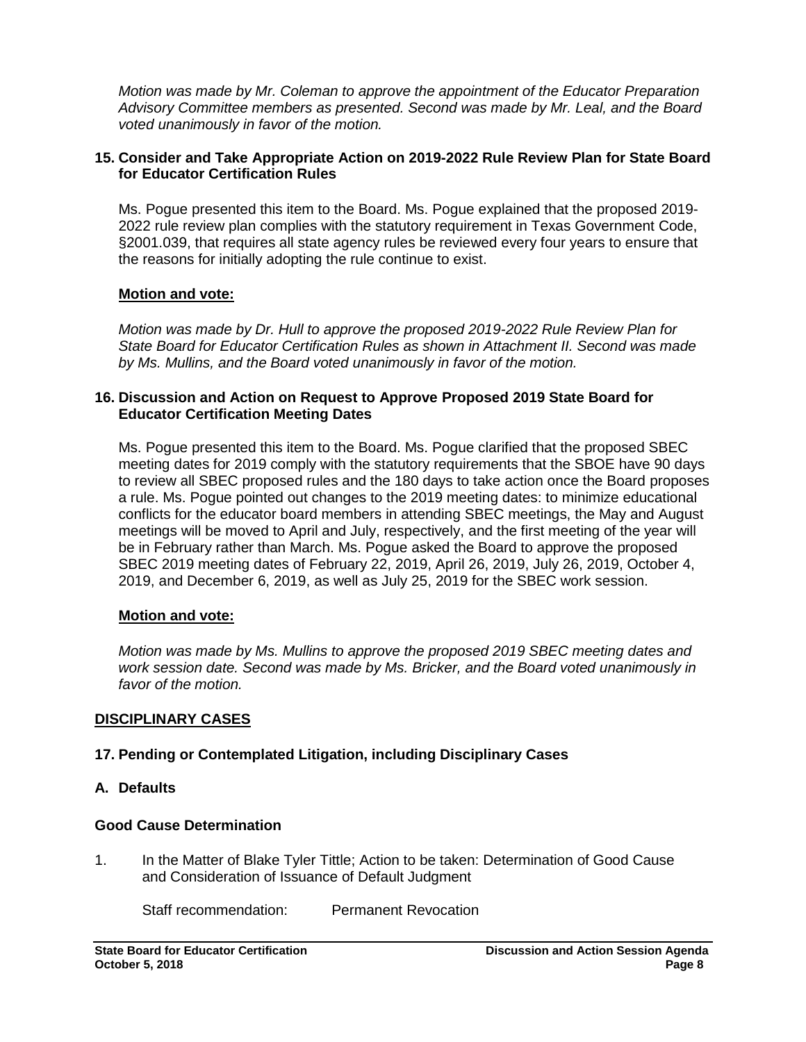*Motion was made by Mr. Coleman to approve the appointment of the Educator Preparation Advisory Committee members as presented. Second was made by Mr. Leal, and the Board voted unanimously in favor of the motion.*

### 15. Consider and Take Appropriate Action on 2019-2022 Rule Review Plan for State Board for Educator Certification Rules

Ms. Pogue presented this item to the Board. Ms. Pogue explained that the proposed 2019-2022 rule review plan complies with the statutory requirement in Texas Government Code, §2001.039, that requires all state agency rules be reviewed every four years to ensure that the reasons for initially adopting the rule continue to exist.

**Motion and vote:**

*Motion was made by Dr. Hull to approve the proposed 2019-2022 Rule Review Plan for State Board for Educator Certification Rules as shown in Attachment II. Second was made by Ms. Mullins, and the Board voted unanimously in favor of the motion.*

### 16. Discussion and Action on Request to Approve Proposed 2019 State Board for Educator Certification Meeting Dates

Ms. Pogue presented this item to the Board. Ms. Pogue clarified that the proposed SBEC meeting dates for 2019 comply with the statutory requirements that the SBOE have 90 days to review all SBEC proposed rules and the 180 days to take action once the Board proposes a rule. Ms. Pogue pointed out changes to the 2019 meeting dates: to minimize educational conflicts for the educator board members in attending SBEC meetings, the May and August meetings will be moved to April and July, respectively, and the first meeting of the year will be in February rather than March. Ms. Pogue asked the Board to approve the proposed SBEC 2019 meeting dates of February 22, 2019, April 26, 2019, July 26, 2019, October 4, 2019, and December 6, 2019, as well as July 25, 2019 for the SBEC work session.

**Motion and vote:**

*Motion was made by Ms. Mullins to approve the proposed 2019 SBEC meeting dates and work session date. Second was made by Ms. Bricker, and the Board voted unanimously in favor of the motion.*

## DISCIPLINARY CASES

### 17. Pending or Contemplated Litigation, including Disciplinary Cases

### A. Defaults

### Good Cause Determination

1. In the Matter of Blake Tyler Tittle; Action to be taken: Determination of Good Cause and Consideration of Issuance of Default Judgment

   Staff recommendation: Permanent Revocation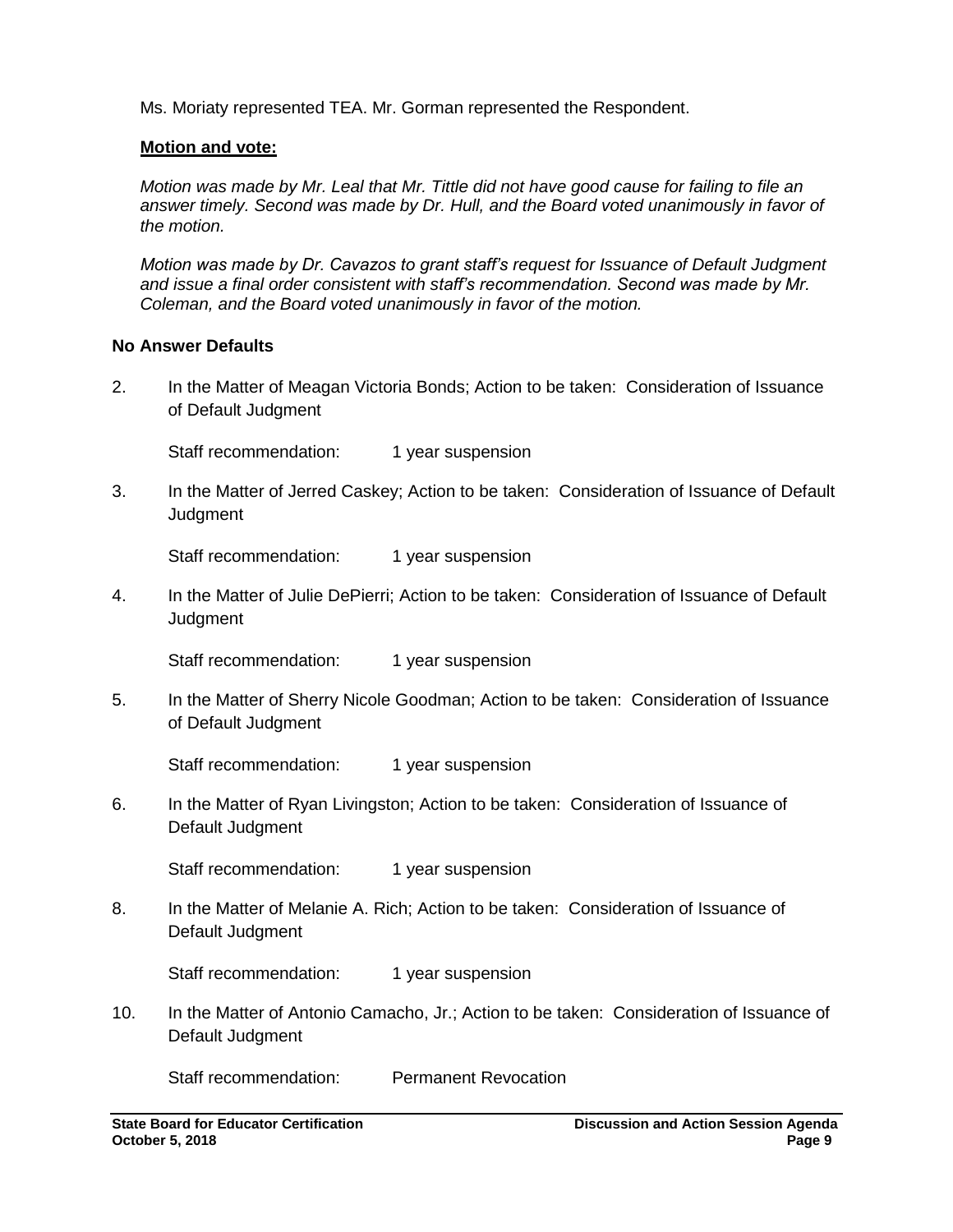Ms. Moriaty represented TEA. Mr. Gorman represented the Respondent.

**Motion and vote:**

*Motion was made by Mr. Leal that Mr. Tittle did not have good cause for failing to file an answer timely. Second was made by Dr. Hull, and the Board voted unanimously in favor of the motion.*

*Motion was made by Dr. Cavazos to grant staff's request for Issuance of Default Judgment and issue a final order consistent with staff's recommendation. Second was made by Mr. Coleman, and the Board voted unanimously in favor of the motion.*

**No Answer Defaults**

2. In the Matter of Meagan Victoria Bonds; Action to be taken: Consideration of Issuance of Default Judgment

   Staff recommendation: 1 year suspension

3. In the Matter of Jerred Caskey; Action to be taken: Consideration of Issuance of Default Judgment

   Staff recommendation: 1 year suspension

4. In the Matter of Julie DePierri; Action to be taken: Consideration of Issuance of Default Judgment

   Staff recommendation: 1 year suspension

5. In the Matter of Sherry Nicole Goodman; Action to be taken: Consideration of Issuance of Default Judgment

   Staff recommendation: 1 year suspension

6. In the Matter of Ryan Livingston; Action to be taken: Consideration of Issuance of Default Judgment

   Staff recommendation: 1 year suspension

8. In the Matter of Melanie A. Rich; Action to be taken: Consideration of Issuance of Default Judgment

   Staff recommendation: 1 year suspension

10. In the Matter of Antonio Camacho, Jr.; Action to be taken: Consideration of Issuance of Default Judgment

   Staff recommendation: Permanent Revocation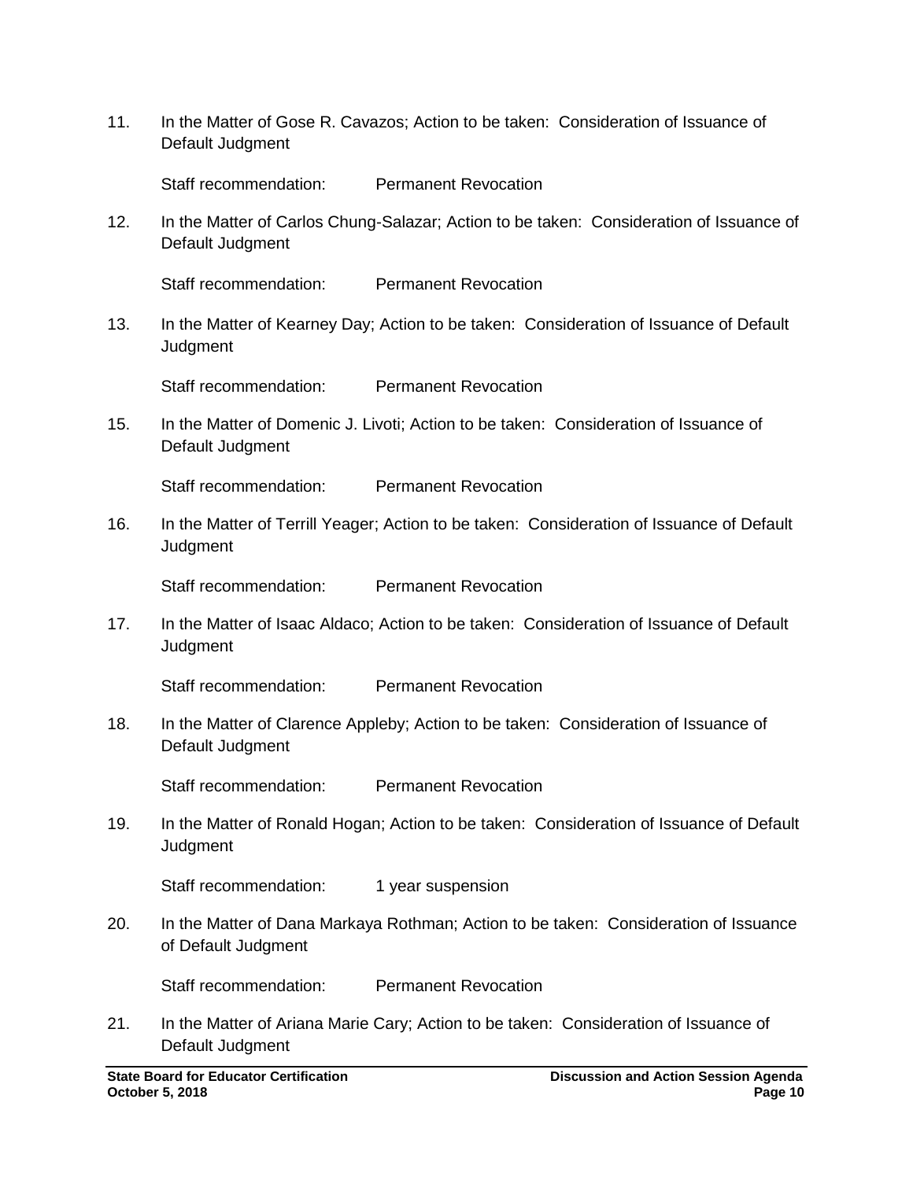11. In the Matter of Gose R. Cavazos; Action to be taken: Consideration of Issuance of Default Judgment

    Staff recommendation: Permanent Revocation

12. In the Matter of Carlos Chung-Salazar; Action to be taken: Consideration of Issuance of Default Judgment

    Staff recommendation: Permanent Revocation

13. In the Matter of Kearney Day; Action to be taken: Consideration of Issuance of Default Judgment

    Staff recommendation: Permanent Revocation

15. In the Matter of Domenic J. Livoti; Action to be taken: Consideration of Issuance of Default Judgment

    Staff recommendation: Permanent Revocation

16. In the Matter of Terrill Yeager; Action to be taken: Consideration of Issuance of Default Judgment

    Staff recommendation: Permanent Revocation

17. In the Matter of Isaac Aldaco; Action to be taken: Consideration of Issuance of Default Judgment

    Staff recommendation: Permanent Revocation

18. In the Matter of Clarence Appleby; Action to be taken: Consideration of Issuance of Default Judgment

    Staff recommendation: Permanent Revocation

19. In the Matter of Ronald Hogan; Action to be taken: Consideration of Issuance of Default Judgment

    Staff recommendation: 1 year suspension

20. In the Matter of Dana Markaya Rothman; Action to be taken: Consideration of Issuance of Default Judgment

    Staff recommendation: Permanent Revocation

21. In the Matter of Ariana Marie Cary; Action to be taken: Consideration of Issuance of Default Judgment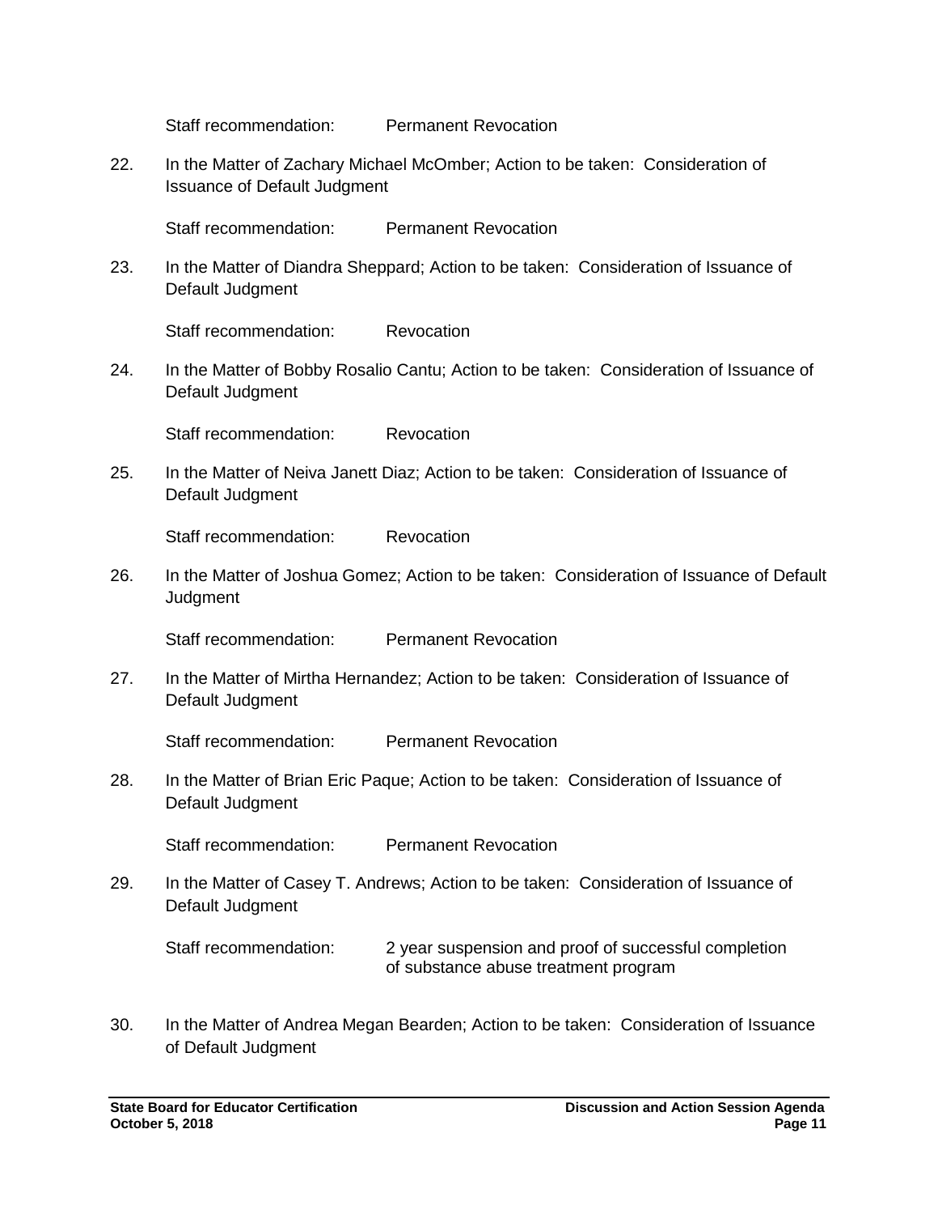Staff recommendation: Permanent Revocation

22. In the Matter of Zachary Michael McOmber; Action to be taken: Consideration of Issuance of Default Judgment

    Staff recommendation: Permanent Revocation

23. In the Matter of Diandra Sheppard; Action to be taken: Consideration of Issuance of Default Judgment

    Staff recommendation: Revocation

24. In the Matter of Bobby Rosalio Cantu; Action to be taken: Consideration of Issuance of Default Judgment

    Staff recommendation: Revocation

25. In the Matter of Neiva Janett Diaz; Action to be taken: Consideration of Issuance of Default Judgment

    Staff recommendation: Revocation

26. In the Matter of Joshua Gomez; Action to be taken: Consideration of Issuance of Default Judgment

    Staff recommendation: Permanent Revocation

27. In the Matter of Mirtha Hernandez; Action to be taken: Consideration of Issuance of Default Judgment

    Staff recommendation: Permanent Revocation

28. In the Matter of Brian Eric Paque; Action to be taken: Consideration of Issuance of Default Judgment

    Staff recommendation: Permanent Revocation

29. In the Matter of Casey T. Andrews; Action to be taken: Consideration of Issuance of Default Judgment

    Staff recommendation: 2 year suspension and proof of successful completion of substance abuse treatment program

30. In the Matter of Andrea Megan Bearden; Action to be taken: Consideration of Issuance of Default Judgment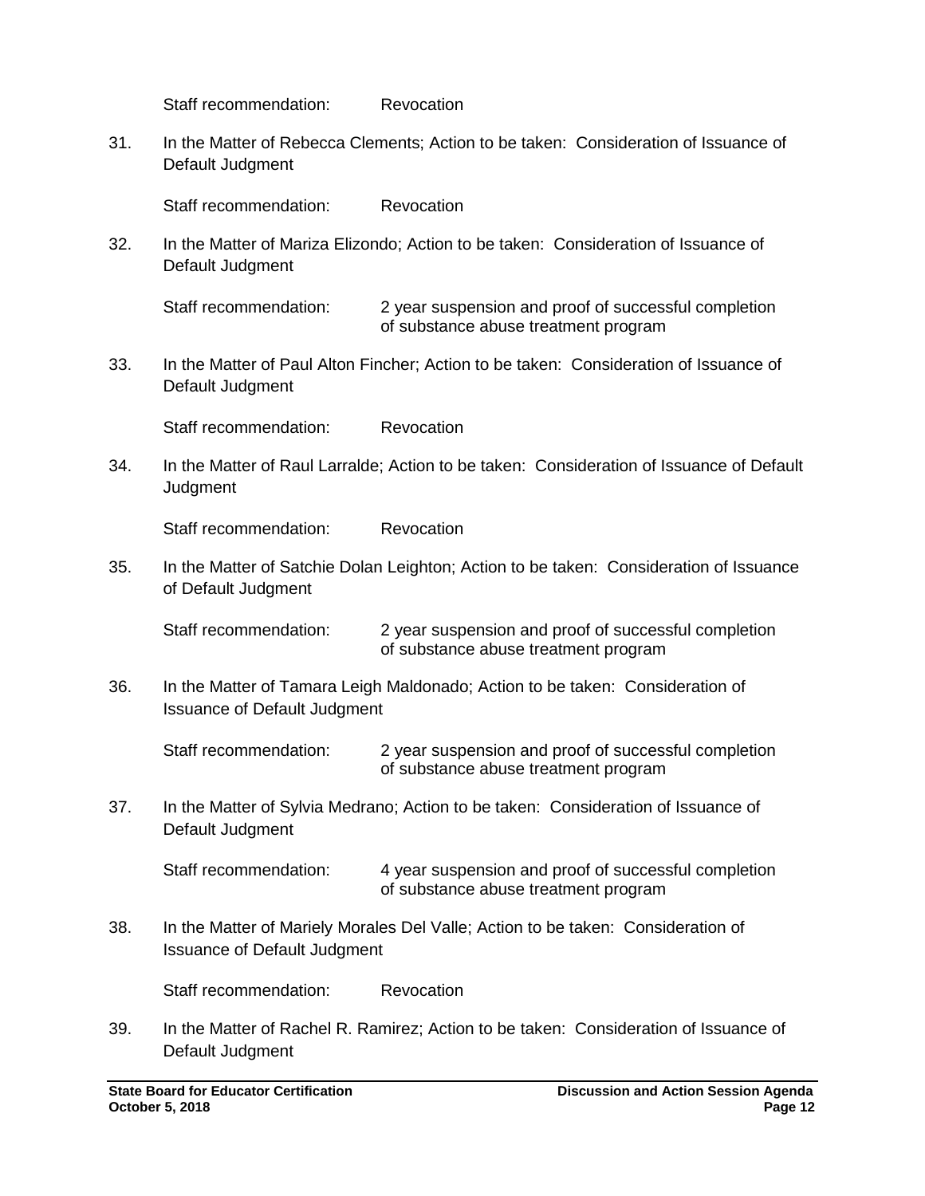Staff recommendation: Revocation

31. In the Matter of Rebecca Clements; Action to be taken: Consideration of Issuance of Default Judgment

    Staff recommendation: Revocation

32. In the Matter of Mariza Elizondo; Action to be taken: Consideration of Issuance of Default Judgment

    Staff recommendation: 2 year suspension and proof of successful completion of substance abuse treatment program

33. In the Matter of Paul Alton Fincher; Action to be taken: Consideration of Issuance of Default Judgment

    Staff recommendation: Revocation

34. In the Matter of Raul Larralde; Action to be taken: Consideration of Issuance of Default Judgment

    Staff recommendation: Revocation

35. In the Matter of Satchie Dolan Leighton; Action to be taken: Consideration of Issuance of Default Judgment

    Staff recommendation: 2 year suspension and proof of successful completion of substance abuse treatment program

36. In the Matter of Tamara Leigh Maldonado; Action to be taken: Consideration of Issuance of Default Judgment

    Staff recommendation: 2 year suspension and proof of successful completion of substance abuse treatment program

37. In the Matter of Sylvia Medrano; Action to be taken: Consideration of Issuance of Default Judgment

    Staff recommendation: 4 year suspension and proof of successful completion of substance abuse treatment program

38. In the Matter of Mariely Morales Del Valle; Action to be taken: Consideration of Issuance of Default Judgment

    Staff recommendation: Revocation

39. In the Matter of Rachel R. Ramirez; Action to be taken: Consideration of Issuance of Default Judgment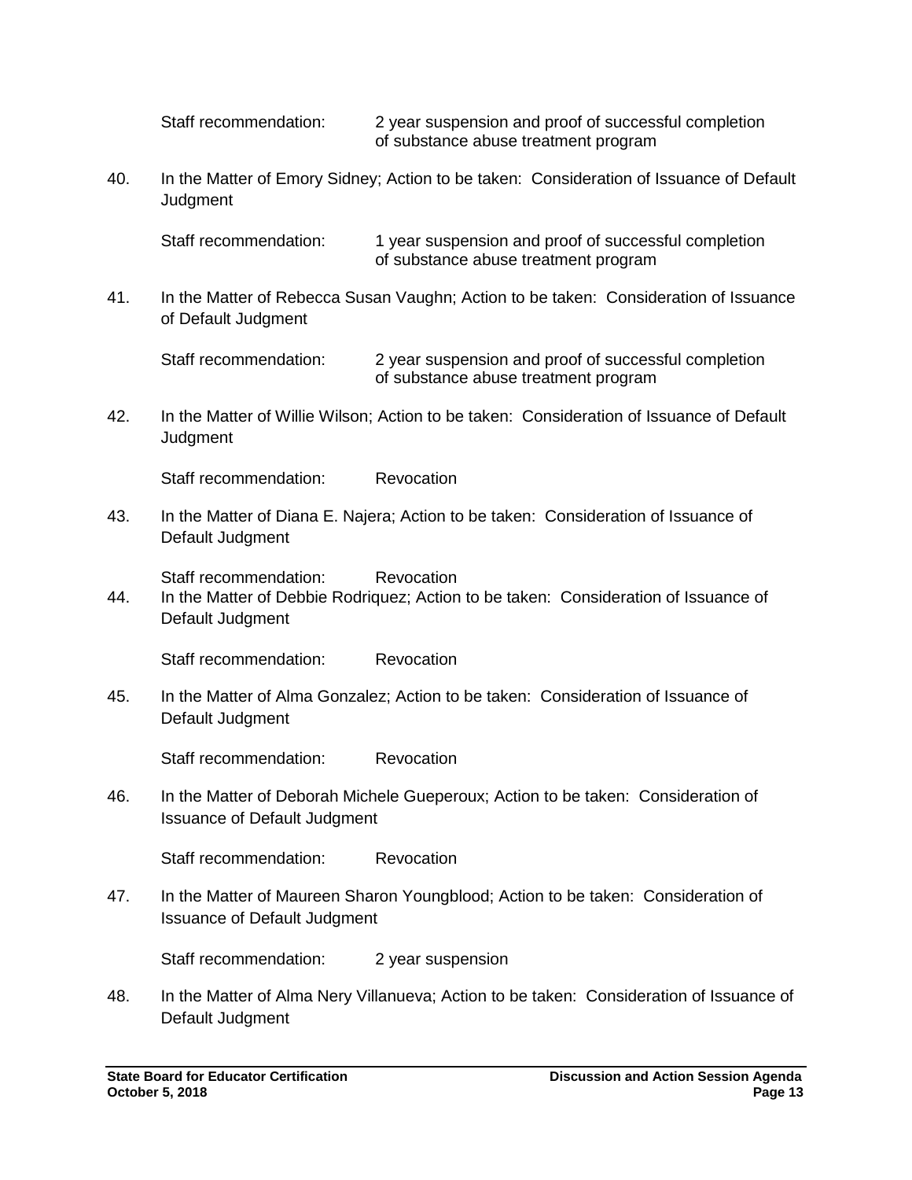Staff recommendation: 2 year suspension and proof of successful completion of substance abuse treatment program

40. In the Matter of Emory Sidney; Action to be taken: Consideration of Issuance of Default Judgment

    Staff recommendation: 1 year suspension and proof of successful completion of substance abuse treatment program

41. In the Matter of Rebecca Susan Vaughn; Action to be taken: Consideration of Issuance of Default Judgment

    Staff recommendation: 2 year suspension and proof of successful completion of substance abuse treatment program

42. In the Matter of Willie Wilson; Action to be taken: Consideration of Issuance of Default Judgment

    Staff recommendation: Revocation

43. In the Matter of Diana E. Najera; Action to be taken: Consideration of Issuance of Default Judgment

    Staff recommendation: Revocation

44. In the Matter of Debbie Rodriquez; Action to be taken: Consideration of Issuance of Default Judgment

    Staff recommendation: Revocation

45. In the Matter of Alma Gonzalez; Action to be taken: Consideration of Issuance of Default Judgment

    Staff recommendation: Revocation

46. In the Matter of Deborah Michele Gueperoux; Action to be taken: Consideration of Issuance of Default Judgment

    Staff recommendation: Revocation

47. In the Matter of Maureen Sharon Youngblood; Action to be taken: Consideration of Issuance of Default Judgment

    Staff recommendation: 2 year suspension

48. In the Matter of Alma Nery Villanueva; Action to be taken: Consideration of Issuance of Default Judgment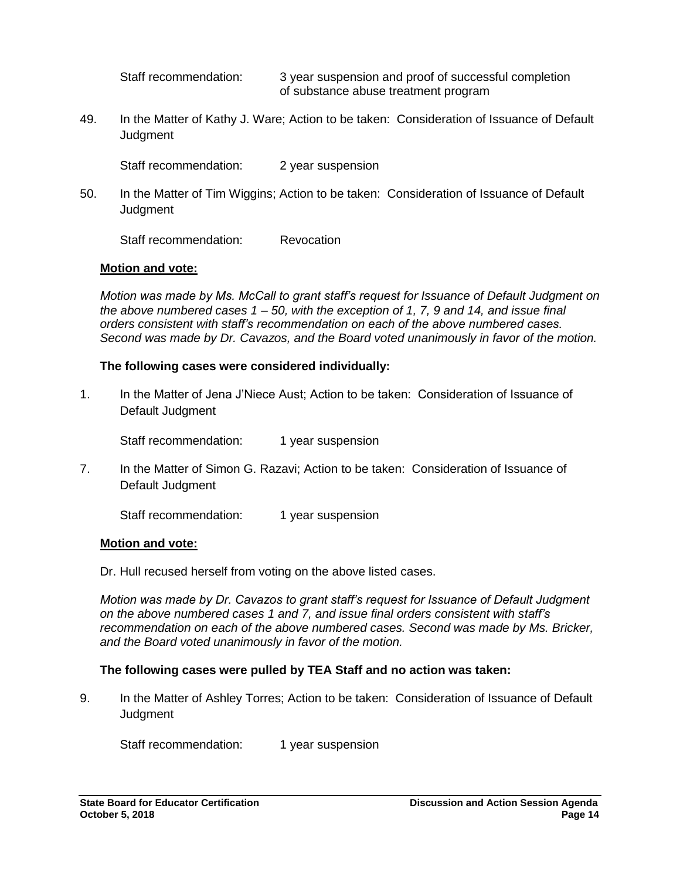Staff recommendation: 3 year suspension and proof of successful completion of substance abuse treatment program

49. In the Matter of Kathy J. Ware; Action to be taken: Consideration of Issuance of Default Judgment

    Staff recommendation: 2 year suspension

50. In the Matter of Tim Wiggins; Action to be taken: Consideration of Issuance of Default Judgment

    Staff recommendation: Revocation

**Motion and vote:**

*Motion was made by Ms. McCall to grant staff's request for Issuance of Default Judgment on the above numbered cases 1 – 50, with the exception of 1, 7, 9 and 14, and issue final orders consistent with staff's recommendation on each of the above numbered cases. Second was made by Dr. Cavazos, and the Board voted unanimously in favor of the motion.*

**The following cases were considered individually:**

1. In the Matter of Jena J'Niece Aust; Action to be taken: Consideration of Issuance of Default Judgment

    Staff recommendation: 1 year suspension

7. In the Matter of Simon G. Razavi; Action to be taken: Consideration of Issuance of Default Judgment

    Staff recommendation: 1 year suspension

**Motion and vote:**

Dr. Hull recused herself from voting on the above listed cases.

*Motion was made by Dr. Cavazos to grant staff's request for Issuance of Default Judgment on the above numbered cases 1 and 7, and issue final orders consistent with staff's recommendation on each of the above numbered cases. Second was made by Ms. Bricker, and the Board voted unanimously in favor of the motion.*

**The following cases were pulled by TEA Staff and no action was taken:**

9. In the Matter of Ashley Torres; Action to be taken: Consideration of Issuance of Default Judgment

    Staff recommendation: 1 year suspension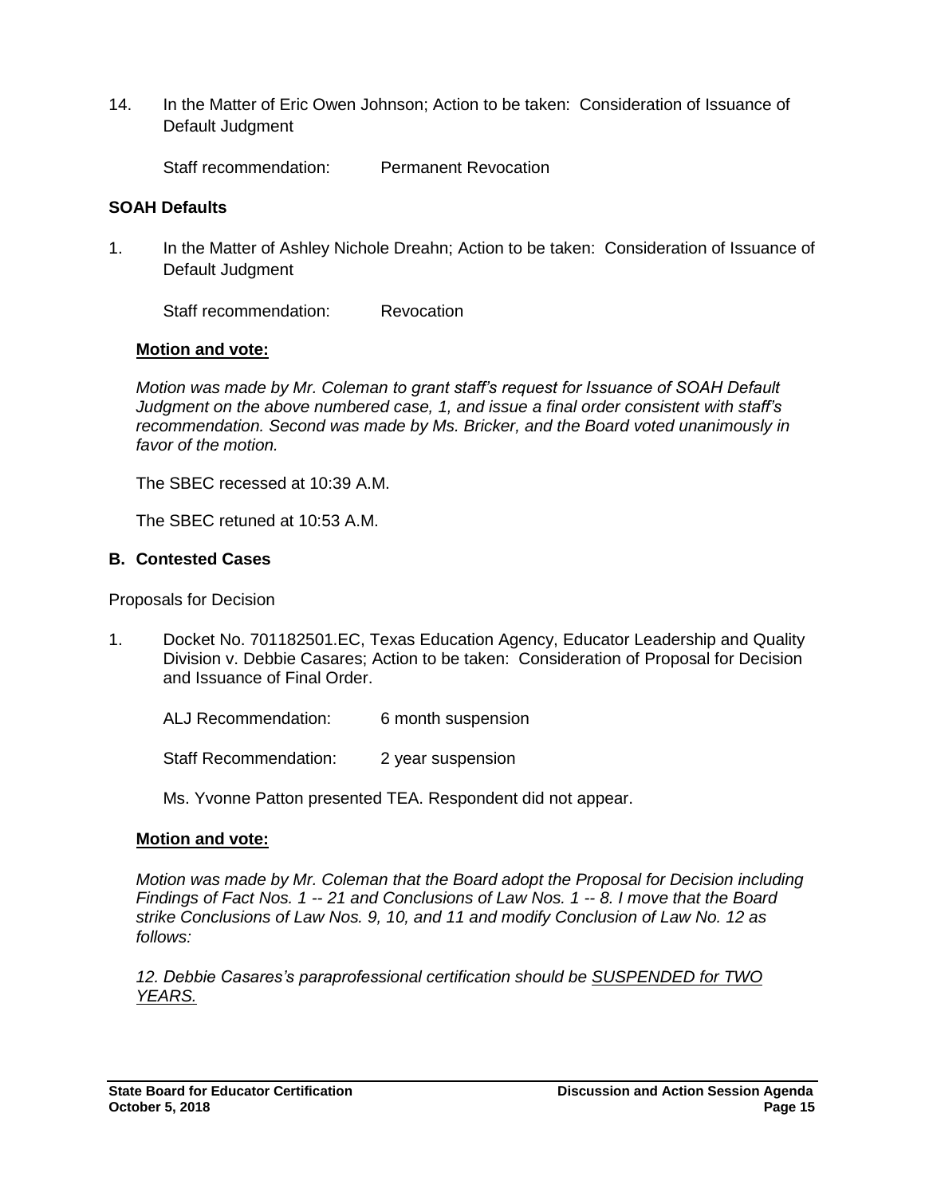14. In the Matter of Eric Owen Johnson; Action to be taken: Consideration of Issuance of Default Judgment

    Staff recommendation: Permanent Revocation

**SOAH Defaults**

1. In the Matter of Ashley Nichole Dreahn; Action to be taken: Consideration of Issuance of Default Judgment

    Staff recommendation: Revocation

**Motion and vote:**

*Motion was made by Mr. Coleman to grant staff's request for Issuance of SOAH Default Judgment on the above numbered case, 1, and issue a final order consistent with staff's recommendation. Second was made by Ms. Bricker, and the Board voted unanimously in favor of the motion.*

The SBEC recessed at 10:39 A.M.

The SBEC retuned at 10:53 A.M.

**B. Contested Cases**

Proposals for Decision

1. Docket No. 701182501.EC, Texas Education Agency, Educator Leadership and Quality Division v. Debbie Casares; Action to be taken: Consideration of Proposal for Decision and Issuance of Final Order.

    ALJ Recommendation: 6 month suspension

    Staff Recommendation: 2 year suspension

    Ms. Yvonne Patton presented TEA. Respondent did not appear.

**Motion and vote:**

*Motion was made by Mr. Coleman that the Board adopt the Proposal for Decision including Findings of Fact Nos. 1 -- 21 and Conclusions of Law Nos. 1 -- 8. I move that the Board strike Conclusions of Law Nos. 9, 10, and 11 and modify Conclusion of Law No. 12 as follows:*

*12. Debbie Casares's paraprofessional certification should be <u>SUSPENDED for TWO YEARS.</u>*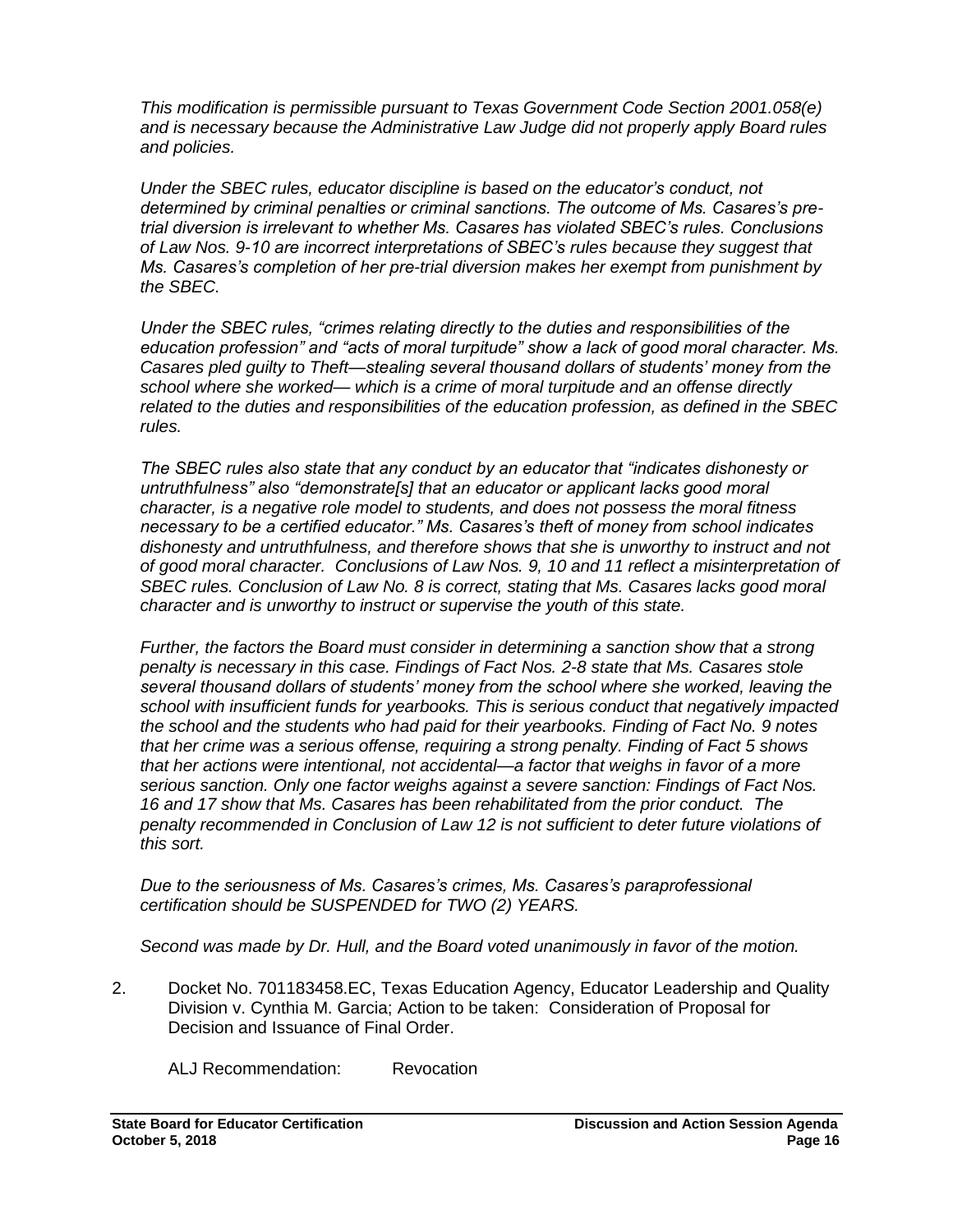*This modification is permissible pursuant to Texas Government Code Section 2001.058(e) and is necessary because the Administrative Law Judge did not properly apply Board rules and policies.*

*Under the SBEC rules, educator discipline is based on the educator's conduct, not determined by criminal penalties or criminal sanctions. The outcome of Ms. Casares's pre-trial diversion is irrelevant to whether Ms. Casares has violated SBEC's rules. Conclusions of Law Nos. 9-10 are incorrect interpretations of SBEC's rules because they suggest that Ms. Casares's completion of her pre-trial diversion makes her exempt from punishment by the SBEC.*

*Under the SBEC rules, "crimes relating directly to the duties and responsibilities of the education profession" and "acts of moral turpitude" show a lack of good moral character. Ms. Casares pled guilty to Theft—stealing several thousand dollars of students' money from the school where she worked— which is a crime of moral turpitude and an offense directly related to the duties and responsibilities of the education profession, as defined in the SBEC rules.*

*The SBEC rules also state that any conduct by an educator that "indicates dishonesty or untruthfulness" also "demonstrate[s] that an educator or applicant lacks good moral character, is a negative role model to students, and does not possess the moral fitness necessary to be a certified educator." Ms. Casares's theft of money from school indicates dishonesty and untruthfulness, and therefore shows that she is unworthy to instruct and not of good moral character. Conclusions of Law Nos. 9, 10 and 11 reflect a misinterpretation of SBEC rules. Conclusion of Law No. 8 is correct, stating that Ms. Casares lacks good moral character and is unworthy to instruct or supervise the youth of this state.*

*Further, the factors the Board must consider in determining a sanction show that a strong penalty is necessary in this case. Findings of Fact Nos. 2-8 state that Ms. Casares stole several thousand dollars of students' money from the school where she worked, leaving the school with insufficient funds for yearbooks. This is serious conduct that negatively impacted the school and the students who had paid for their yearbooks. Finding of Fact No. 9 notes that her crime was a serious offense, requiring a strong penalty. Finding of Fact 5 shows that her actions were intentional, not accidental—a factor that weighs in favor of a more serious sanction. Only one factor weighs against a severe sanction: Findings of Fact Nos. 16 and 17 show that Ms. Casares has been rehabilitated from the prior conduct. The penalty recommended in Conclusion of Law 12 is not sufficient to deter future violations of this sort.*

*Due to the seriousness of Ms. Casares's crimes, Ms. Casares's paraprofessional certification should be SUSPENDED for TWO (2) YEARS.*

*Second was made by Dr. Hull, and the Board voted unanimously in favor of the motion.*

2. Docket No. 701183458.EC, Texas Education Agency, Educator Leadership and Quality Division v. Cynthia M. Garcia; Action to be taken: Consideration of Proposal for Decision and Issuance of Final Order.

   ALJ Recommendation: Revocation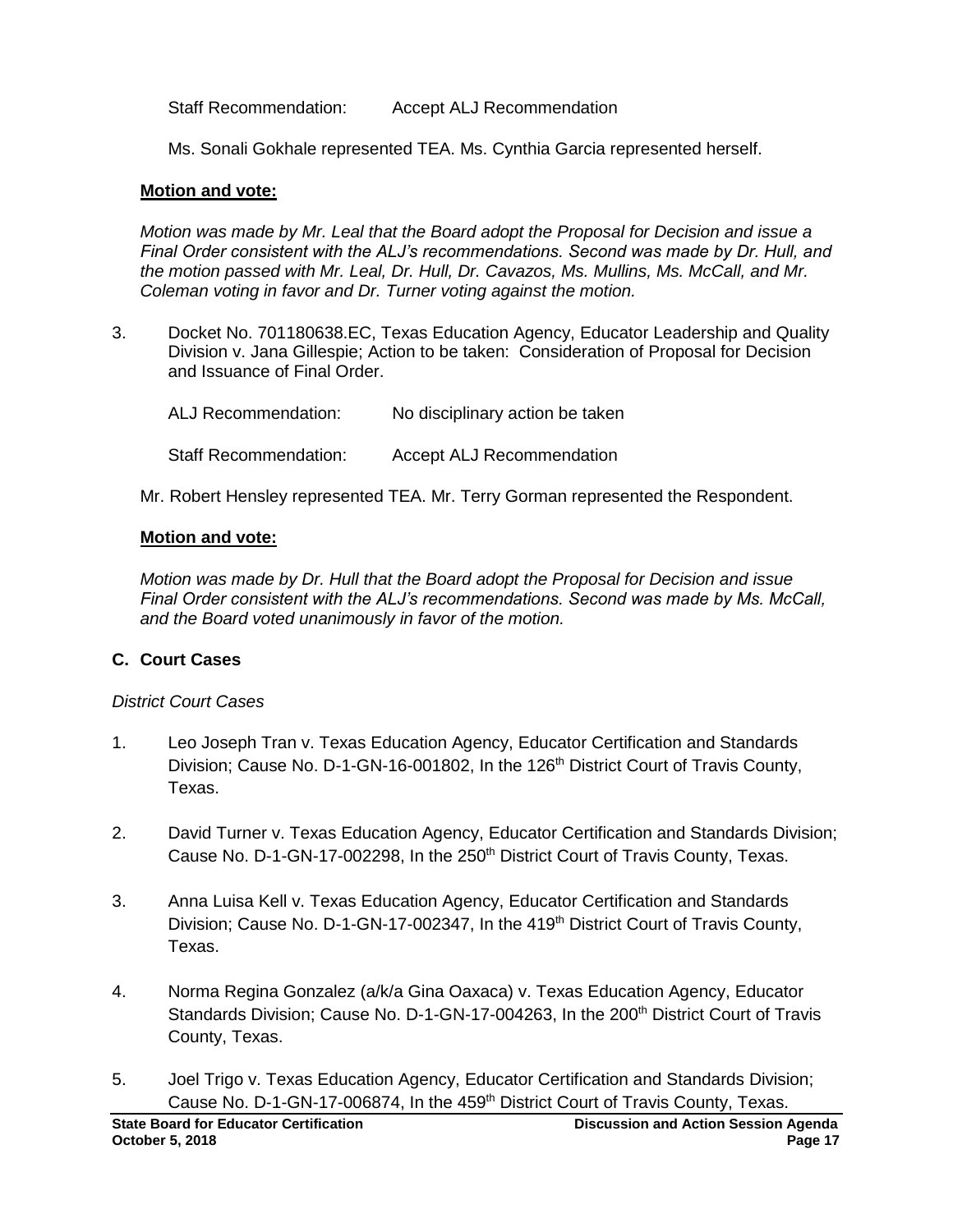Staff Recommendation: Accept ALJ Recommendation

Ms. Sonali Gokhale represented TEA. Ms. Cynthia Garcia represented herself.

**Motion and vote:**

*Motion was made by Mr. Leal that the Board adopt the Proposal for Decision and issue a Final Order consistent with the ALJ's recommendations. Second was made by Dr. Hull, and the motion passed with Mr. Leal, Dr. Hull, Dr. Cavazos, Ms. Mullins, Ms. McCall, and Mr. Coleman voting in favor and Dr. Turner voting against the motion.*

3. Docket No. 701180638.EC, Texas Education Agency, Educator Leadership and Quality Division v. Jana Gillespie; Action to be taken: Consideration of Proposal for Decision and Issuance of Final Order.

   ALJ Recommendation: No disciplinary action be taken

   Staff Recommendation: Accept ALJ Recommendation

   Mr. Robert Hensley represented TEA. Mr. Terry Gorman represented the Respondent.

**Motion and vote:**

*Motion was made by Dr. Hull that the Board adopt the Proposal for Decision and issue Final Order consistent with the ALJ's recommendations. Second was made by Ms. McCall, and the Board voted unanimously in favor of the motion.*

### C. Court Cases

*District Court Cases*

1. Leo Joseph Tran v. Texas Education Agency, Educator Certification and Standards Division; Cause No. D-1-GN-16-001802, In the 126th District Court of Travis County, Texas.

2. David Turner v. Texas Education Agency, Educator Certification and Standards Division; Cause No. D-1-GN-17-002298, In the 250th District Court of Travis County, Texas.

3. Anna Luisa Kell v. Texas Education Agency, Educator Certification and Standards Division; Cause No. D-1-GN-17-002347, In the 419th District Court of Travis County, Texas.

4. Norma Regina Gonzalez (a/k/a Gina Oaxaca) v. Texas Education Agency, Educator Standards Division; Cause No. D-1-GN-17-004263, In the 200th District Court of Travis County, Texas.

5. Joel Trigo v. Texas Education Agency, Educator Certification and Standards Division; Cause No. D-1-GN-17-006874, In the 459th District Court of Travis County, Texas.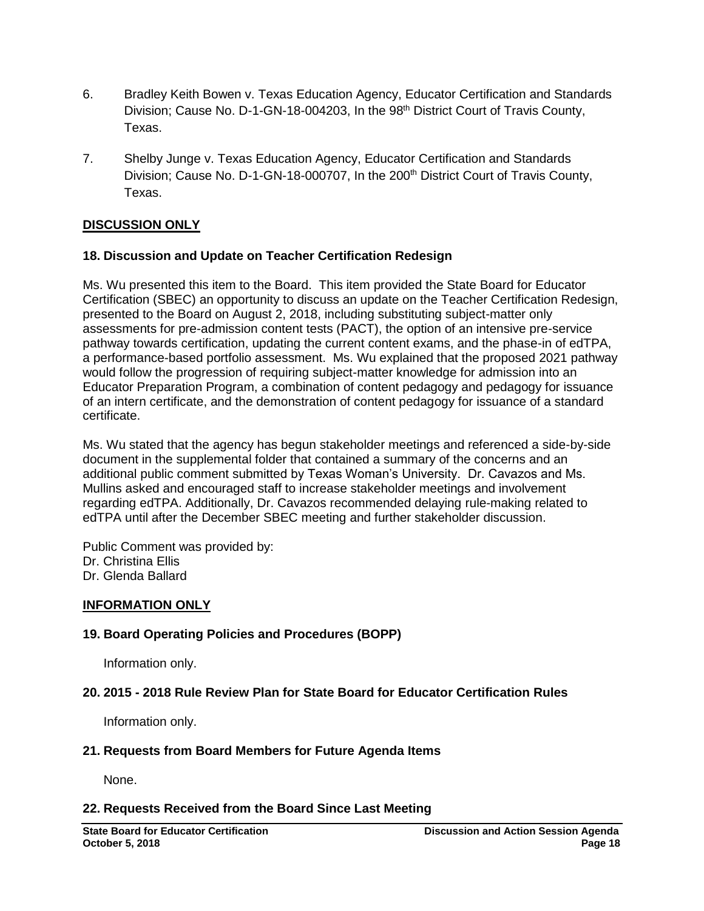6. Bradley Keith Bowen v. Texas Education Agency, Educator Certification and Standards Division; Cause No. D-1-GN-18-004203, In the 98th District Court of Travis County, Texas.

7. Shelby Junge v. Texas Education Agency, Educator Certification and Standards Division; Cause No. D-1-GN-18-000707, In the 200th District Court of Travis County, Texas.

**DISCUSSION ONLY**

**18. Discussion and Update on Teacher Certification Redesign**

Ms. Wu presented this item to the Board. This item provided the State Board for Educator Certification (SBEC) an opportunity to discuss an update on the Teacher Certification Redesign, presented to the Board on August 2, 2018, including substituting subject-matter only assessments for pre-admission content tests (PACT), the option of an intensive pre-service pathway towards certification, updating the current content exams, and the phase-in of edTPA, a performance-based portfolio assessment. Ms. Wu explained that the proposed 2021 pathway would follow the progression of requiring subject-matter knowledge for admission into an Educator Preparation Program, a combination of content pedagogy and pedagogy for issuance of an intern certificate, and the demonstration of content pedagogy for issuance of a standard certificate.

Ms. Wu stated that the agency has begun stakeholder meetings and referenced a side-by-side document in the supplemental folder that contained a summary of the concerns and an additional public comment submitted by Texas Woman's University. Dr. Cavazos and Ms. Mullins asked and encouraged staff to increase stakeholder meetings and involvement regarding edTPA. Additionally, Dr. Cavazos recommended delaying rule-making related to edTPA until after the December SBEC meeting and further stakeholder discussion.

Public Comment was provided by:
Dr. Christina Ellis
Dr. Glenda Ballard

**INFORMATION ONLY**

**19. Board Operating Policies and Procedures (BOPP)**

Information only.

**20. 2015 - 2018 Rule Review Plan for State Board for Educator Certification Rules**

Information only.

**21. Requests from Board Members for Future Agenda Items**

None.

**22. Requests Received from the Board Since Last Meeting**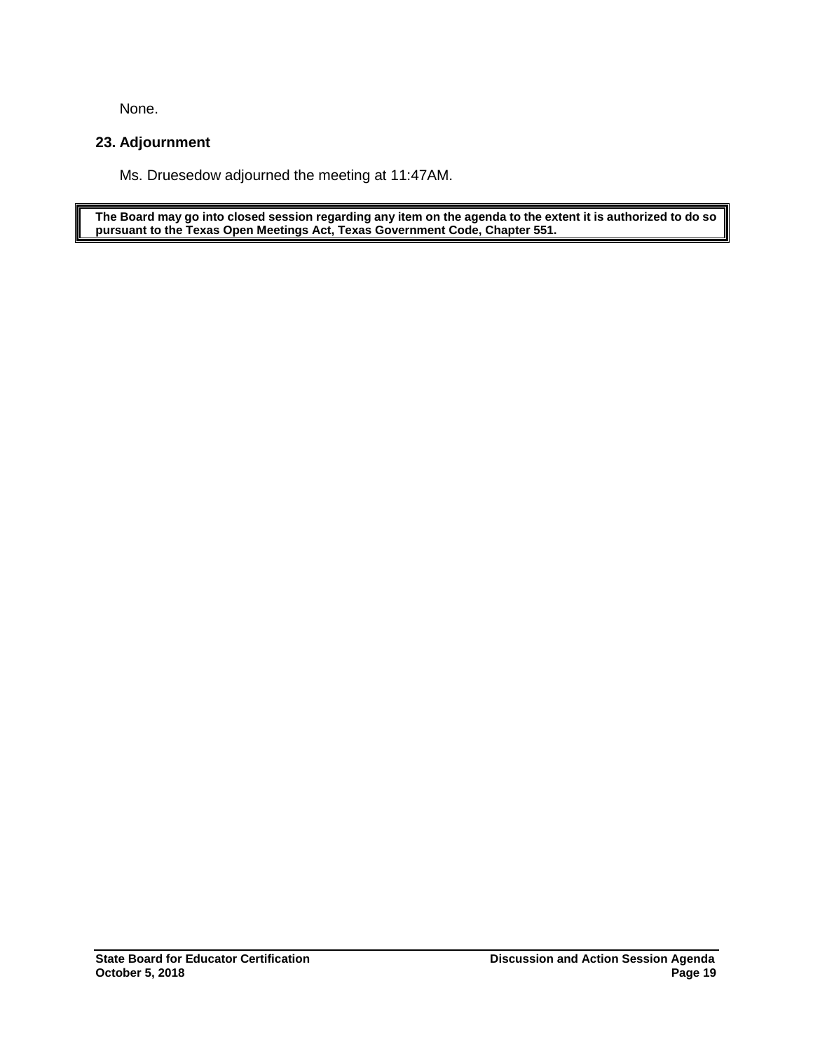None.

## 23. Adjournment

Ms. Druesedow adjourned the meeting at 11:47AM.

**The Board may go into closed session regarding any item on the agenda to the extent it is authorized to do so pursuant to the Texas Open Meetings Act, Texas Government Code, Chapter 551.**